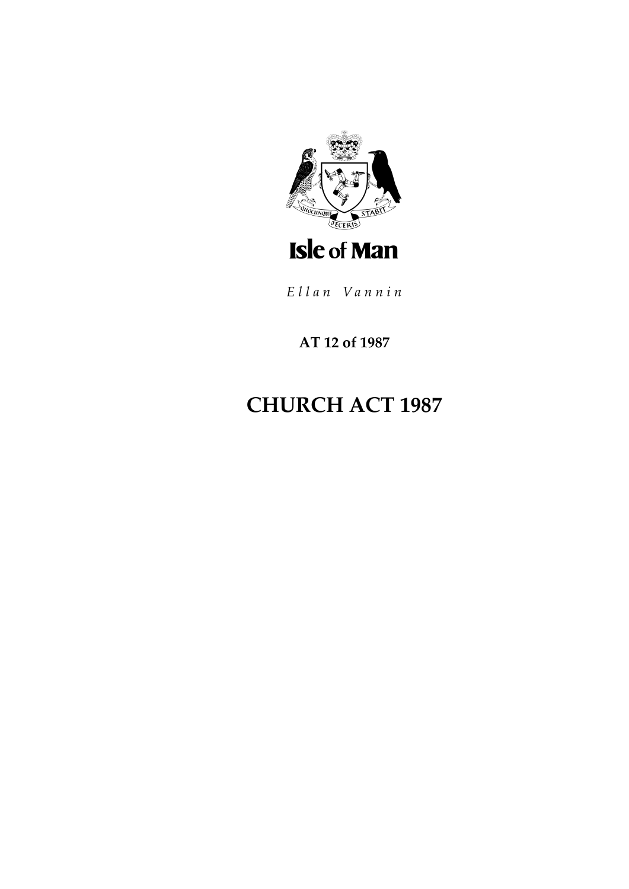Isle of Man

*Ellan Vannin*

**AT 12 of 1987**

# CHURCH ACT 1987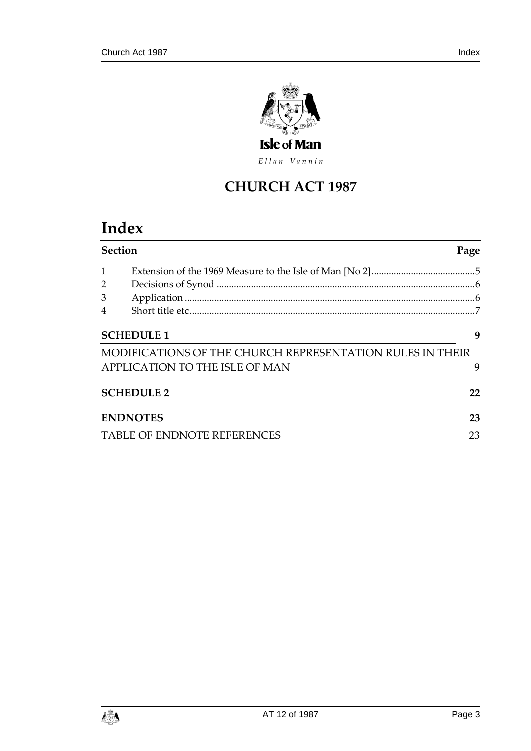Isle of Man

*Ellan Vannin*

# CHURCH ACT 1987

# Index

| Section | | Page |
|---|---|---|
| 1 | Extension of the 1969 Measure to the Isle of Man [No 2] | 5 |
| 2 | Decisions of Synod | 6 |
| 3 | Application | 6 |
| 4 | Short title etc | 7 |

**SCHEDULE 1** — 9

MODIFICATIONS OF THE CHURCH REPRESENTATION RULES IN THEIR APPLICATION TO THE ISLE OF MAN — 9

**SCHEDULE 2** — 22

**ENDNOTES** — 23

TABLE OF ENDNOTE REFERENCES — 23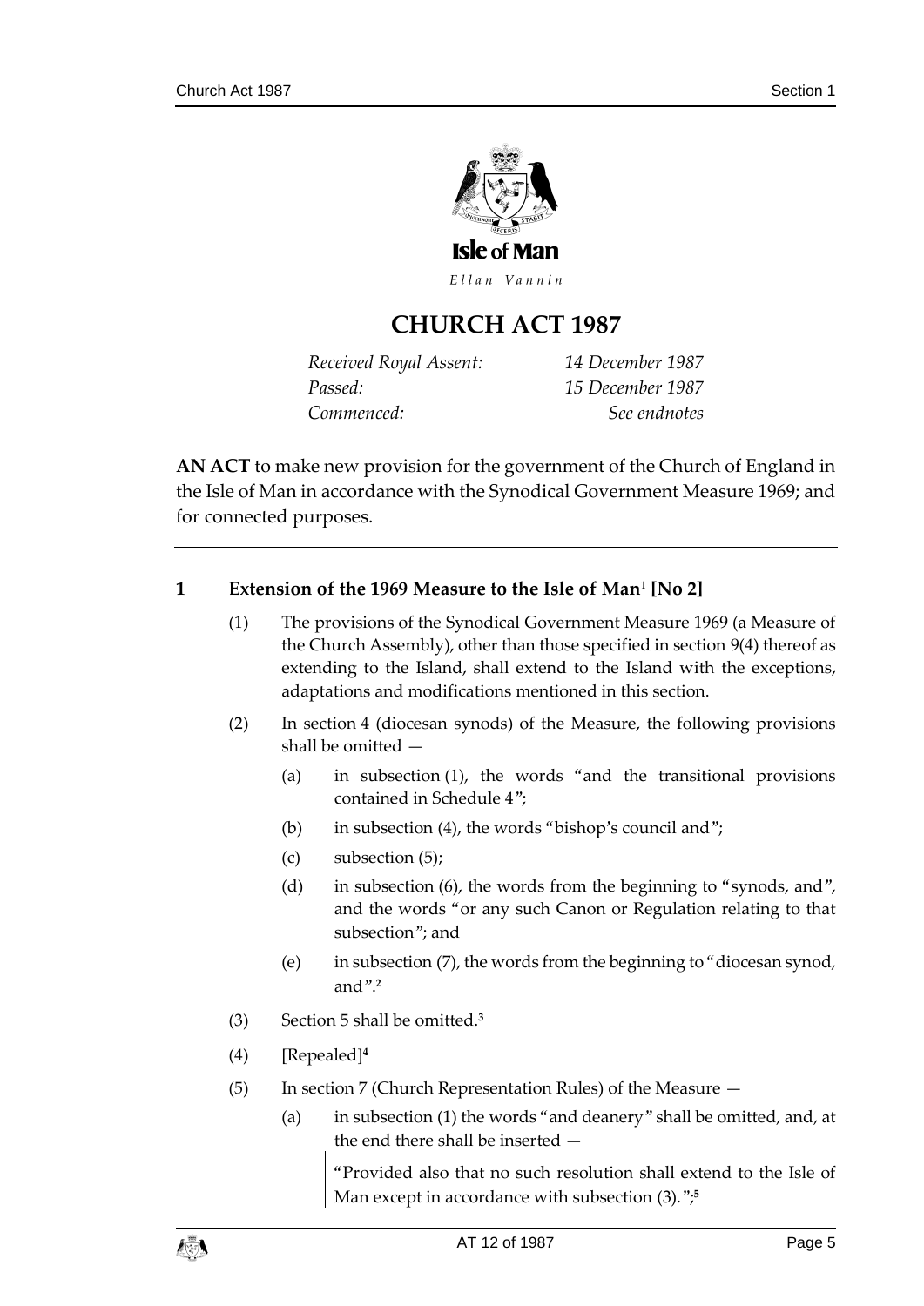Isle of Man

*Ellan Vannin*

# CHURCH ACT 1987

| | |
|---|---|
| *Received Royal Assent:* | *14 December 1987* |
| *Passed:* | *15 December 1987* |
| *Commenced:* | *See endnotes* |

**AN ACT** to make new provision for the government of the Church of England in the Isle of Man in accordance with the Synodical Government Measure 1969; and for connected purposes.

---

### 1 Extension of the 1969 Measure to the Isle of Man[1] [No 2]

(1) The provisions of the Synodical Government Measure 1969 (a Measure of the Church Assembly), other than those specified in section 9(4) thereof as extending to the Island, shall extend to the Island with the exceptions, adaptations and modifications mentioned in this section.

(2) In section 4 (diocesan synods) of the Measure, the following provisions shall be omitted —

(a) in subsection (1), the words "and the transitional provisions contained in Schedule 4";

(b) in subsection (4), the words "bishop's council and";

(c) subsection (5);

(d) in subsection (6), the words from the beginning to "synods, and", and the words "or any such Canon or Regulation relating to that subsection"; and

(e) in subsection (7), the words from the beginning to "diocesan synod, and".[2]

(3) Section 5 shall be omitted.[3]

(4) [Repealed][4]

(5) In section 7 (Church Representation Rules) of the Measure —

(a) in subsection (1) the words "and deanery" shall be omitted, and, at the end there shall be inserted —

> "Provided also that no such resolution shall extend to the Isle of Man except in accordance with subsection (3).";[5]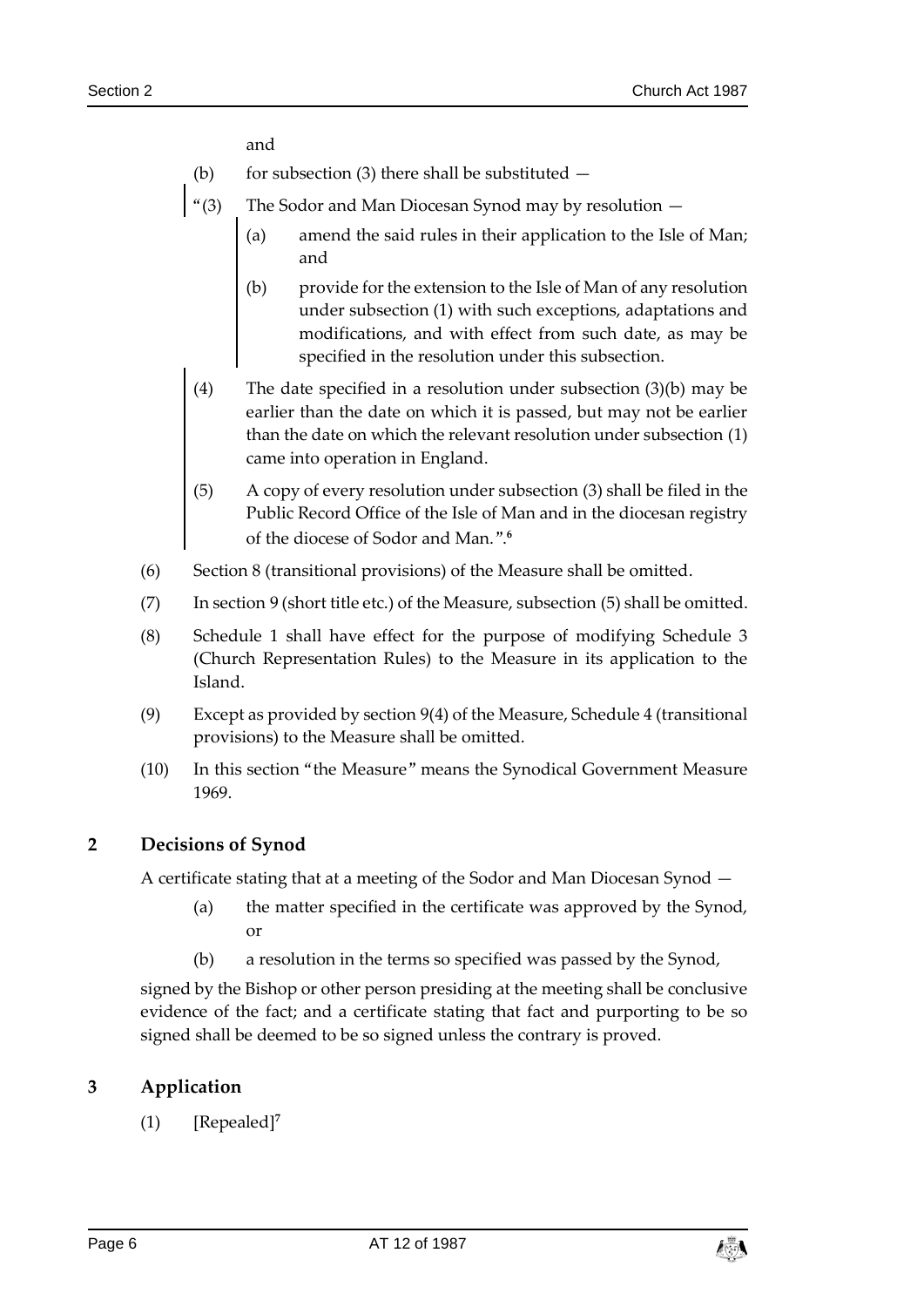and

(b) for subsection (3) there shall be substituted —

"(3) The Sodor and Man Diocesan Synod may by resolution —

(a) amend the said rules in their application to the Isle of Man; and

(b) provide for the extension to the Isle of Man of any resolution under subsection (1) with such exceptions, adaptations and modifications, and with effect from such date, as may be specified in the resolution under this subsection.

(4) The date specified in a resolution under subsection (3)(b) may be earlier than the date on which it is passed, but may not be earlier than the date on which the relevant resolution under subsection (1) came into operation in England.

(5) A copy of every resolution under subsection (3) shall be filed in the Public Record Office of the Isle of Man and in the diocesan registry of the diocese of Sodor and Man.".[6]

(6) Section 8 (transitional provisions) of the Measure shall be omitted.

(7) In section 9 (short title etc.) of the Measure, subsection (5) shall be omitted.

(8) Schedule 1 shall have effect for the purpose of modifying Schedule 3 (Church Representation Rules) to the Measure in its application to the Island.

(9) Except as provided by section 9(4) of the Measure, Schedule 4 (transitional provisions) to the Measure shall be omitted.

(10) In this section "the Measure" means the Synodical Government Measure 1969.

## 2 Decisions of Synod

A certificate stating that at a meeting of the Sodor and Man Diocesan Synod —

(a) the matter specified in the certificate was approved by the Synod, or

(b) a resolution in the terms so specified was passed by the Synod,

signed by the Bishop or other person presiding at the meeting shall be conclusive evidence of the fact; and a certificate stating that fact and purporting to be so signed shall be deemed to be so signed unless the contrary is proved.

## 3 Application

(1) [Repealed][7]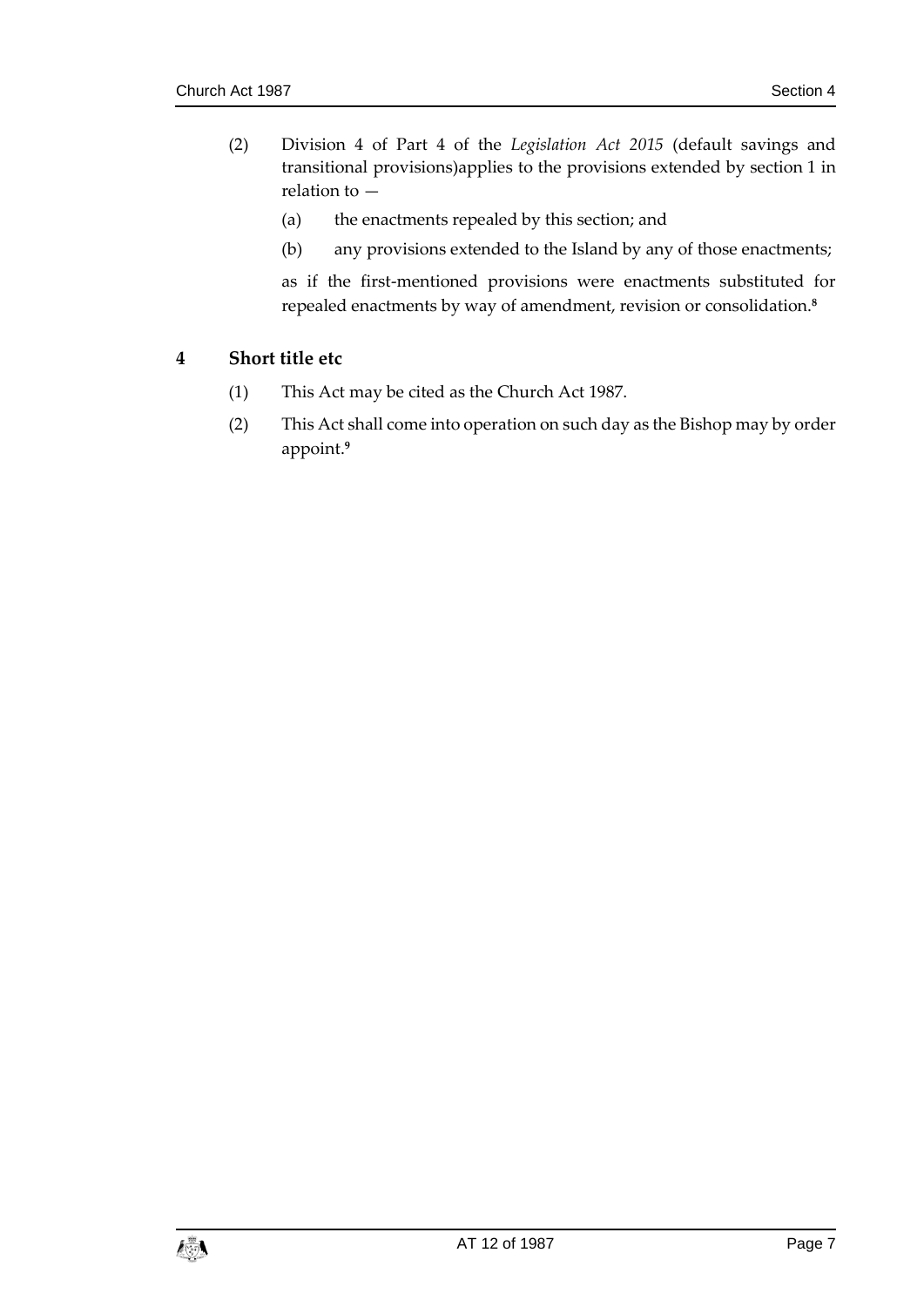(2) Division 4 of Part 4 of the *Legislation Act 2015* (default savings and transitional provisions)applies to the provisions extended by section 1 in relation to —

(a) the enactments repealed by this section; and

(b) any provisions extended to the Island by any of those enactments;

as if the first-mentioned provisions were enactments substituted for repealed enactments by way of amendment, revision or consolidation.[8]

## 4 Short title etc

(1) This Act may be cited as the Church Act 1987.

(2) This Act shall come into operation on such day as the Bishop may by order appoint.[9]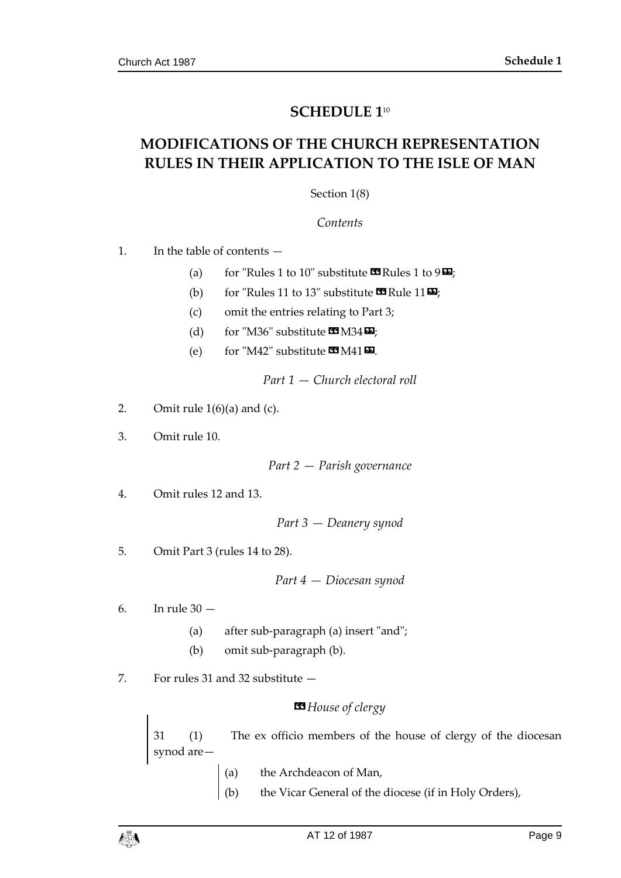# SCHEDULE 1[10]

## MODIFICATIONS OF THE CHURCH REPRESENTATION RULES IN THEIR APPLICATION TO THE ISLE OF MAN

Section 1(8)

*Contents*

1. In the table of contents —

   (a) for "Rules 1 to 10" substitute "Rules 1 to 9";

   (b) for "Rules 11 to 13" substitute "Rule 11";

   (c) omit the entries relating to Part 3;

   (d) for "M36" substitute "M34";

   (e) for "M42" substitute "M41".

*Part 1 — Church electoral roll*

2. Omit rule 1(6)(a) and (c).

3. Omit rule 10.

*Part 2 — Parish governance*

4. Omit rules 12 and 13.

*Part 3 — Deanery synod*

5. Omit Part 3 (rules 14 to 28).

*Part 4 — Diocesan synod*

6. In rule 30 —

   (a) after sub-paragraph (a) insert "and";

   (b) omit sub-paragraph (b).

7. For rules 31 and 32 substitute —

"*House of clergy*

31 (1) The ex officio members of the house of clergy of the diocesan synod are—

   (a) the Archdeacon of Man,

   (b) the Vicar General of the diocese (if in Holy Orders),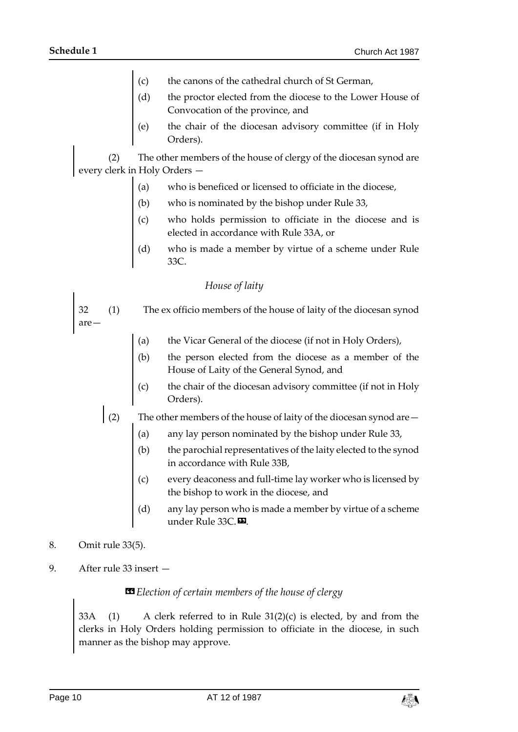(c) the canons of the cathedral church of St German,

(d) the proctor elected from the diocese to the Lower House of Convocation of the province, and

(e) the chair of the diocesan advisory committee (if in Holy Orders).

(2) The other members of the house of clergy of the diocesan synod are every clerk in Holy Orders —

(a) who is beneficed or licensed to officiate in the diocese,

(b) who is nominated by the bishop under Rule 33,

(c) who holds permission to officiate in the diocese and is elected in accordance with Rule 33A, or

(d) who is made a member by virtue of a scheme under Rule 33C.

*House of laity*

32 (1) The ex officio members of the house of laity of the diocesan synod are—

(a) the Vicar General of the diocese (if not in Holy Orders),

(b) the person elected from the diocese as a member of the House of Laity of the General Synod, and

(c) the chair of the diocesan advisory committee (if not in Holy Orders).

(2) The other members of the house of laity of the diocesan synod are—

(a) any lay person nominated by the bishop under Rule 33,

(b) the parochial representatives of the laity elected to the synod in accordance with Rule 33B,

(c) every deaconess and full-time lay worker who is licensed by the bishop to work in the diocese, and

(d) any lay person who is made a member by virtue of a scheme under Rule 33C.».

8. Omit rule 33(5).

9. After rule 33 insert —

«*Election of certain members of the house of clergy*

33A (1) A clerk referred to in Rule 31(2)(c) is elected, by and from the clerks in Holy Orders holding permission to officiate in the diocese, in such manner as the bishop may approve.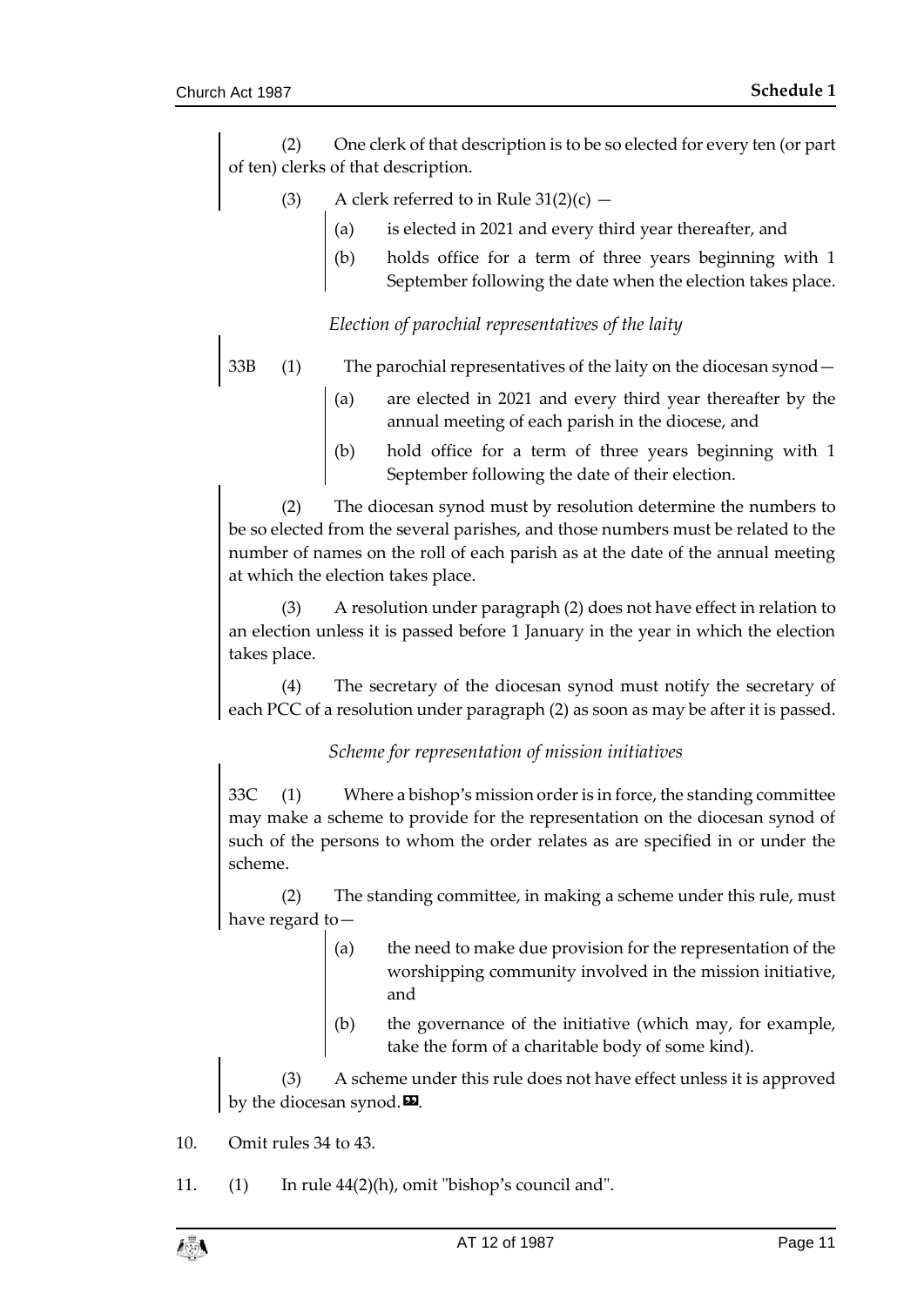(2) One clerk of that description is to be so elected for every ten (or part of ten) clerks of that description.

(3) A clerk referred to in Rule 31(2)(c) —

(a) is elected in 2021 and every third year thereafter, and

(b) holds office for a term of three years beginning with 1 September following the date when the election takes place.

*Election of parochial representatives of the laity*

33B (1) The parochial representatives of the laity on the diocesan synod—

(a) are elected in 2021 and every third year thereafter by the annual meeting of each parish in the diocese, and

(b) hold office for a term of three years beginning with 1 September following the date of their election.

(2) The diocesan synod must by resolution determine the numbers to be so elected from the several parishes, and those numbers must be related to the number of names on the roll of each parish as at the date of the annual meeting at which the election takes place.

(3) A resolution under paragraph (2) does not have effect in relation to an election unless it is passed before 1 January in the year in which the election takes place.

(4) The secretary of the diocesan synod must notify the secretary of each PCC of a resolution under paragraph (2) as soon as may be after it is passed.

*Scheme for representation of mission initiatives*

33C (1) Where a bishop's mission order is in force, the standing committee may make a scheme to provide for the representation on the diocesan synod of such of the persons to whom the order relates as are specified in or under the scheme.

(2) The standing committee, in making a scheme under this rule, must have regard to—

(a) the need to make due provision for the representation of the worshipping community involved in the mission initiative, and

(b) the governance of the initiative (which may, for example, take the form of a charitable body of some kind).

(3) A scheme under this rule does not have effect unless it is approved by the diocesan synod.».

10. Omit rules 34 to 43.

11. (1) In rule 44(2)(h), omit "bishop's council and".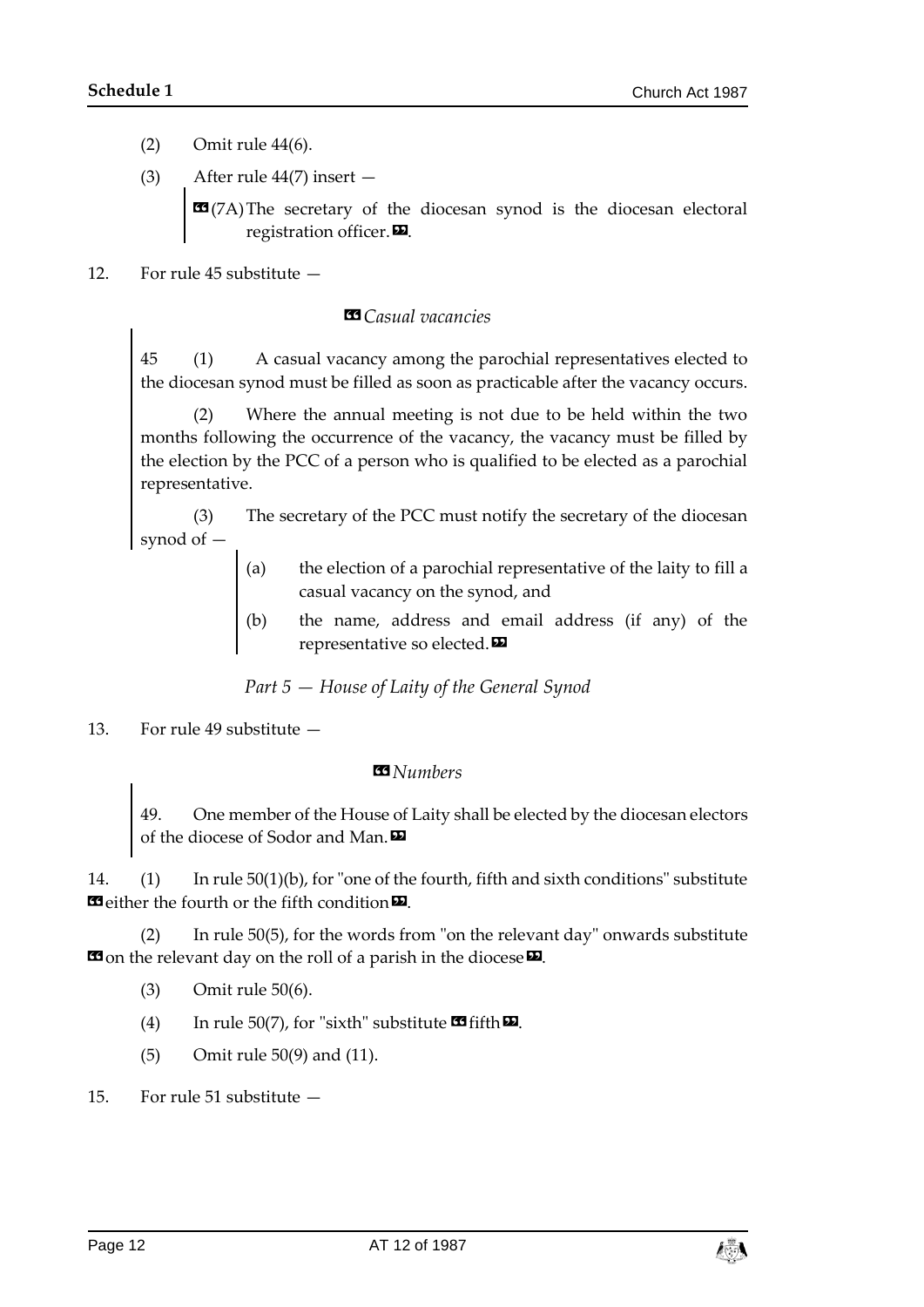(2) Omit rule 44(6).

(3) After rule 44(7) insert —

> «(7A) The secretary of the diocesan synod is the diocesan electoral registration officer.».

12. For rule 45 substitute —

> «*Casual vacancies*
>
> 45 (1) A casual vacancy among the parochial representatives elected to the diocesan synod must be filled as soon as practicable after the vacancy occurs.
>
> (2) Where the annual meeting is not due to be held within the two months following the occurrence of the vacancy, the vacancy must be filled by the election by the PCC of a person who is qualified to be elected as a parochial representative.
>
> (3) The secretary of the PCC must notify the secretary of the diocesan synod of —
>
> (a) the election of a parochial representative of the laity to fill a casual vacancy on the synod, and
>
> (b) the name, address and email address (if any) of the representative so elected.»

*Part 5 — House of Laity of the General Synod*

13. For rule 49 substitute —

> «*Numbers*
>
> 49. One member of the House of Laity shall be elected by the diocesan electors of the diocese of Sodor and Man.»

14. (1) In rule 50(1)(b), for "one of the fourth, fifth and sixth conditions" substitute «either the fourth or the fifth condition».

(2) In rule 50(5), for the words from "on the relevant day" onwards substitute «on the relevant day on the roll of a parish in the diocese».

(3) Omit rule 50(6).

(4) In rule 50(7), for "sixth" substitute «fifth».

(5) Omit rule 50(9) and (11).

15. For rule 51 substitute —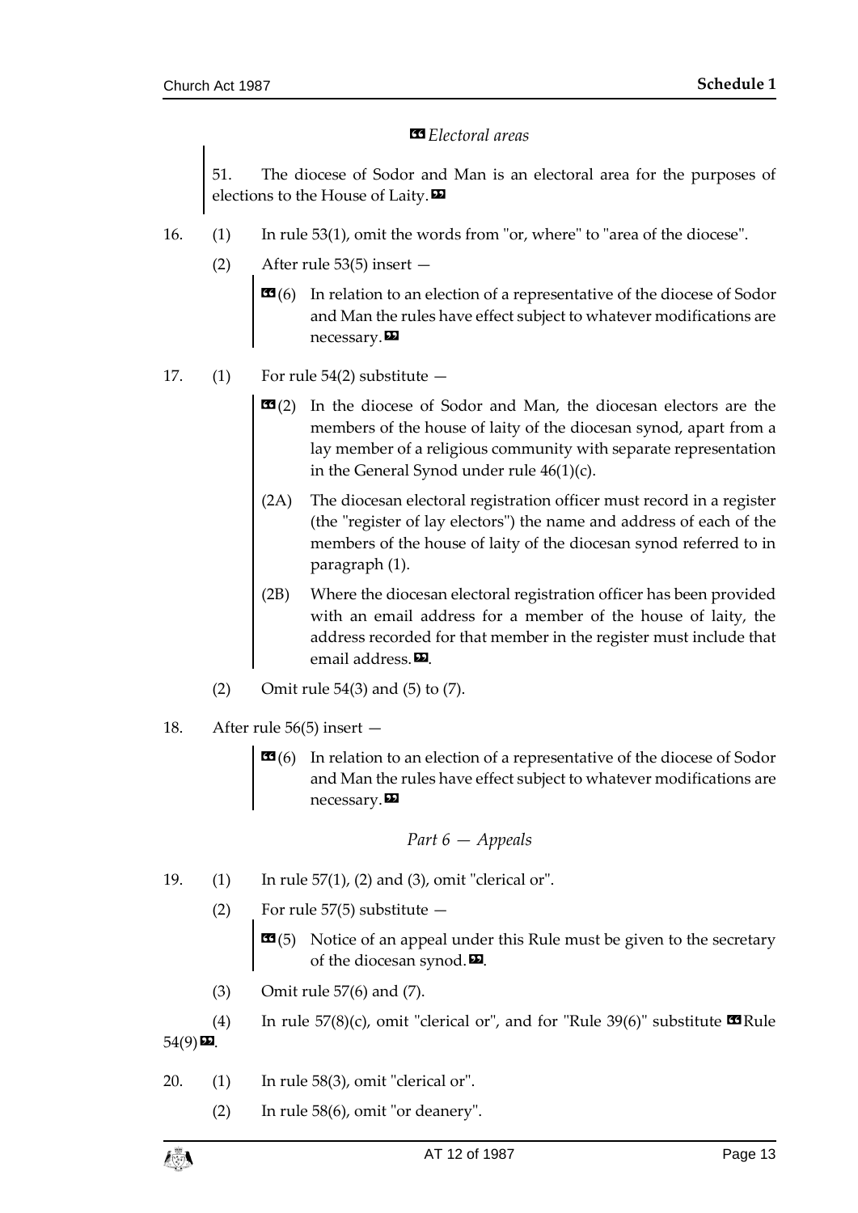«*Electoral areas*

51. The diocese of Sodor and Man is an electoral area for the purposes of elections to the House of Laity.»

16. (1) In rule 53(1), omit the words from "or, where" to "area of the diocese".

(2) After rule 53(5) insert —

«(6) In relation to an election of a representative of the diocese of Sodor and Man the rules have effect subject to whatever modifications are necessary.»

17. (1) For rule 54(2) substitute —

«(2) In the diocese of Sodor and Man, the diocesan electors are the members of the house of laity of the diocesan synod, apart from a lay member of a religious community with separate representation in the General Synod under rule 46(1)(c).

(2A) The diocesan electoral registration officer must record in a register (the "register of lay electors") the name and address of each of the members of the house of laity of the diocesan synod referred to in paragraph (1).

(2B) Where the diocesan electoral registration officer has been provided with an email address for a member of the house of laity, the address recorded for that member in the register must include that email address.».

(2) Omit rule 54(3) and (5) to (7).

18. After rule 56(5) insert —

«(6) In relation to an election of a representative of the diocese of Sodor and Man the rules have effect subject to whatever modifications are necessary.»

*Part 6 — Appeals*

19. (1) In rule 57(1), (2) and (3), omit "clerical or".

(2) For rule 57(5) substitute —

«(5) Notice of an appeal under this Rule must be given to the secretary of the diocesan synod.».

(3) Omit rule 57(6) and (7).

(4) In rule 57(8)(c), omit "clerical or", and for "Rule 39(6)" substitute «Rule 54(9)».

20. (1) In rule 58(3), omit "clerical or".

(2) In rule 58(6), omit "or deanery".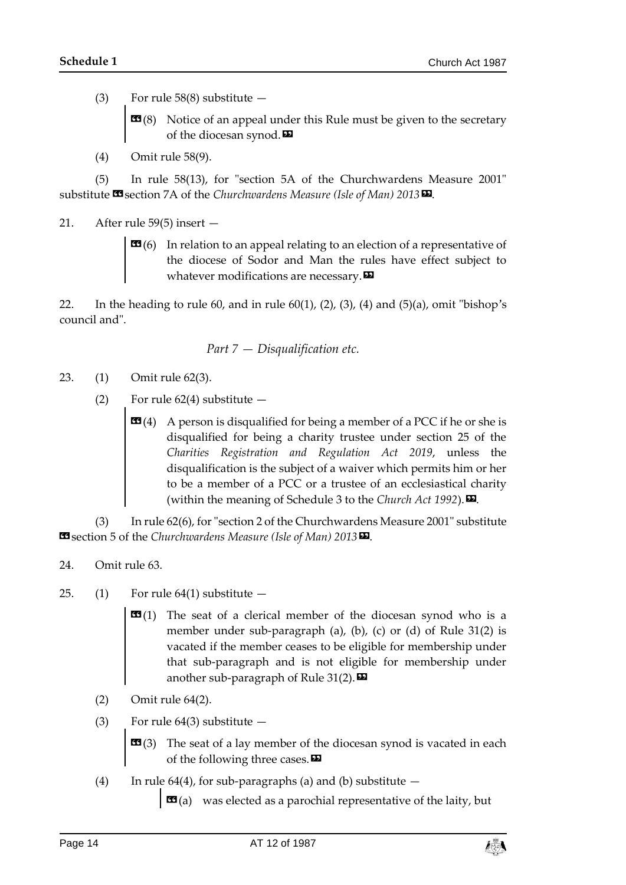(3) For rule 58(8) substitute —

> «(8) Notice of an appeal under this Rule must be given to the secretary of the diocesan synod.»

(4) Omit rule 58(9).

(5) In rule 58(13), for "section 5A of the Churchwardens Measure 2001" substitute «section 7A of the *Churchwardens Measure (Isle of Man) 2013*».

21. After rule 59(5) insert —

> «(6) In relation to an appeal relating to an election of a representative of the diocese of Sodor and Man the rules have effect subject to whatever modifications are necessary.»

22. In the heading to rule 60, and in rule 60(1), (2), (3), (4) and (5)(a), omit "bishop's council and".

*Part 7 — Disqualification etc.*

23. (1) Omit rule 62(3).

(2) For rule 62(4) substitute —

> «(4) A person is disqualified for being a member of a PCC if he or she is disqualified for being a charity trustee under section 25 of the *Charities Registration and Regulation Act 2019*, unless the disqualification is the subject of a waiver which permits him or her to be a member of a PCC or a trustee of an ecclesiastical charity (within the meaning of Schedule 3 to the *Church Act 1992*).».

(3) In rule 62(6), for "section 2 of the Churchwardens Measure 2001" substitute «section 5 of the *Churchwardens Measure (Isle of Man) 2013*».

24. Omit rule 63.

25. (1) For rule 64(1) substitute —

> «(1) The seat of a clerical member of the diocesan synod who is a member under sub-paragraph (a), (b), (c) or (d) of Rule 31(2) is vacated if the member ceases to be eligible for membership under that sub-paragraph and is not eligible for membership under another sub-paragraph of Rule 31(2).»

(2) Omit rule 64(2).

(3) For rule 64(3) substitute —

> «(3) The seat of a lay member of the diocesan synod is vacated in each of the following three cases.»

(4) In rule 64(4), for sub-paragraphs (a) and (b) substitute —

> «(a) was elected as a parochial representative of the laity, but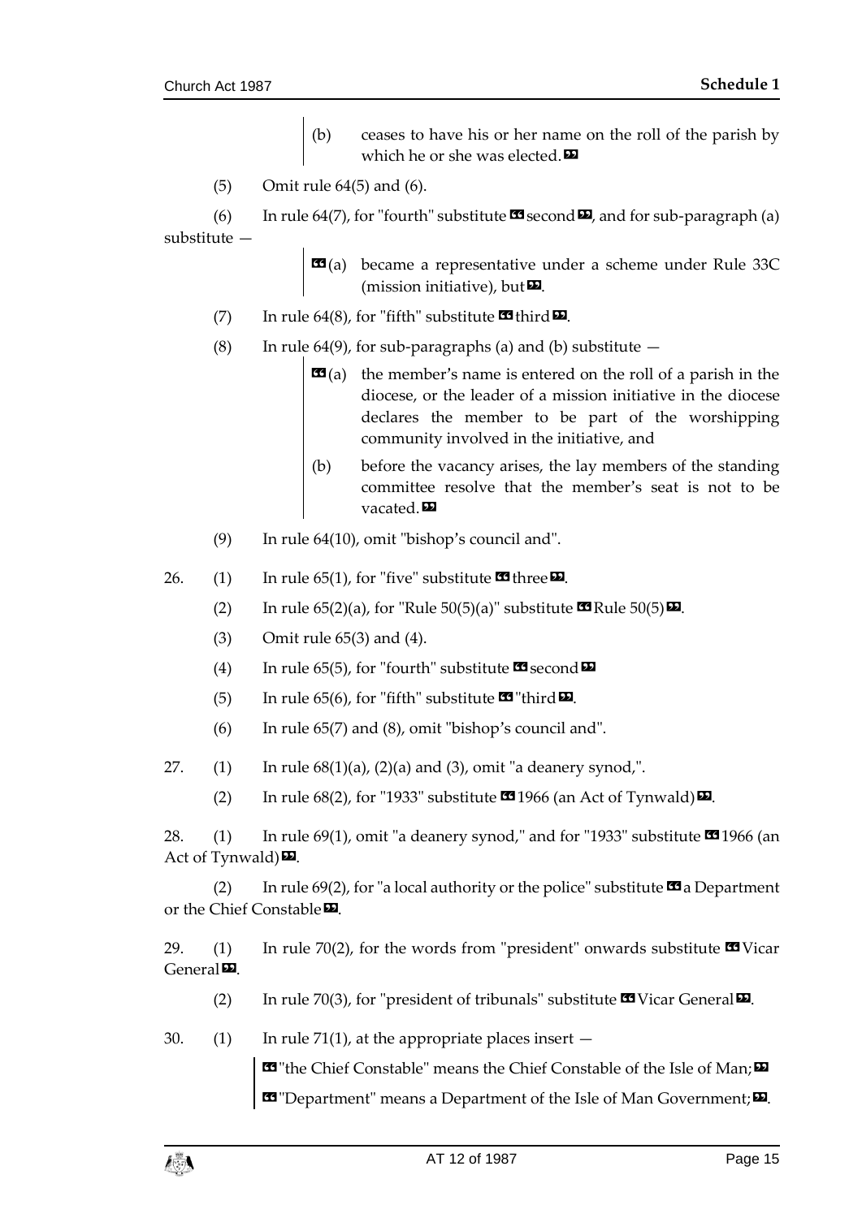(b) ceases to have his or her name on the roll of the parish by which he or she was elected.»

(5) Omit rule 64(5) and (6).

(6) In rule 64(7), for "fourth" substitute «second», and for sub-paragraph (a) substitute —

«(a) became a representative under a scheme under Rule 33C (mission initiative), but».

(7) In rule 64(8), for "fifth" substitute «third».

(8) In rule 64(9), for sub-paragraphs (a) and (b) substitute —

«(a) the member's name is entered on the roll of a parish in the diocese, or the leader of a mission initiative in the diocese declares the member to be part of the worshipping community involved in the initiative, and

(b) before the vacancy arises, the lay members of the standing committee resolve that the member's seat is not to be vacated.»

(9) In rule 64(10), omit "bishop's council and".

26. (1) In rule 65(1), for "five" substitute «three».

(2) In rule 65(2)(a), for "Rule 50(5)(a)" substitute «Rule 50(5)».

(3) Omit rule 65(3) and (4).

(4) In rule 65(5), for "fourth" substitute «second»

(5) In rule 65(6), for "fifth" substitute «"third».

(6) In rule 65(7) and (8), omit "bishop's council and".

27. (1) In rule 68(1)(a), (2)(a) and (3), omit "a deanery synod,".

(2) In rule 68(2), for "1933" substitute «1966 (an Act of Tynwald)».

28. (1) In rule 69(1), omit "a deanery synod," and for "1933" substitute «1966 (an Act of Tynwald)».

(2) In rule 69(2), for "a local authority or the police" substitute «a Department or the Chief Constable».

29. (1) In rule 70(2), for the words from "president" onwards substitute «Vicar General».

(2) In rule 70(3), for "president of tribunals" substitute «Vicar General».

30. (1) In rule 71(1), at the appropriate places insert —

«"the Chief Constable" means the Chief Constable of the Isle of Man;»

«"Department" means a Department of the Isle of Man Government;».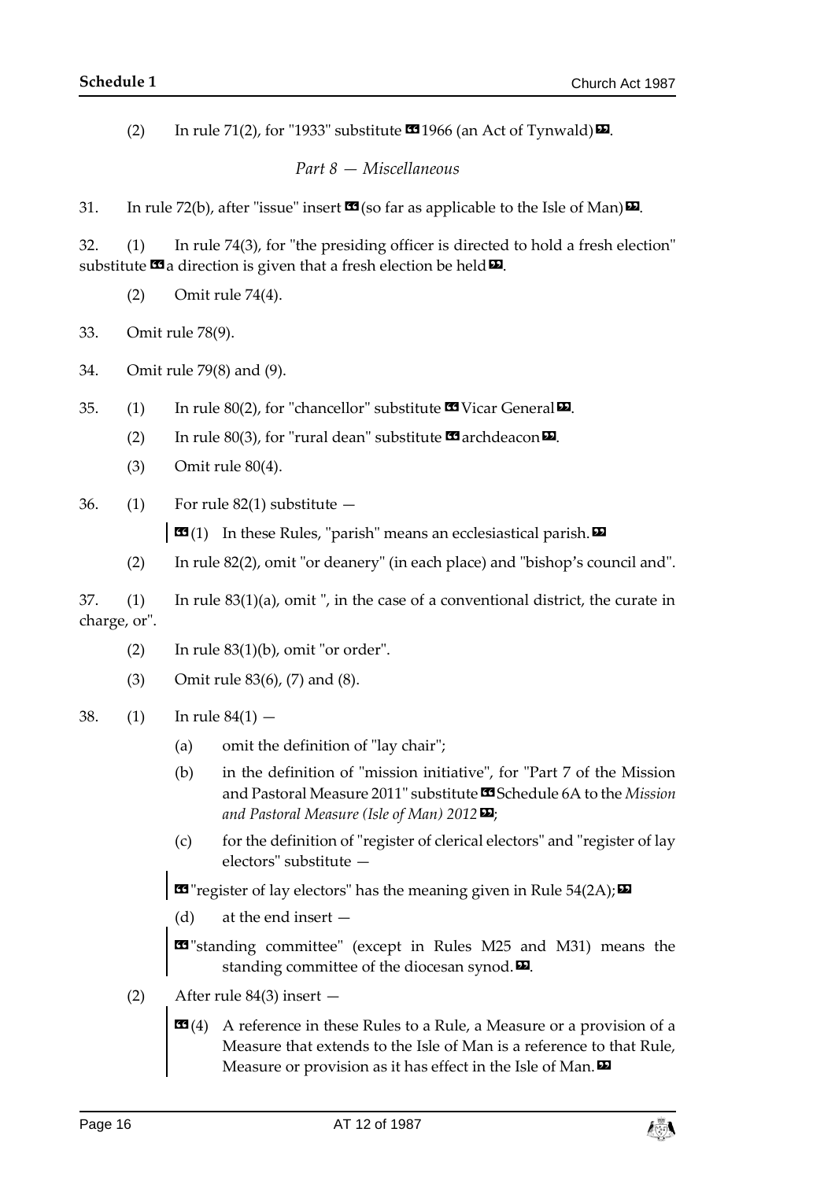(2) In rule 71(2), for "1933" substitute «1966 (an Act of Tynwald)».

*Part 8 — Miscellaneous*

31. In rule 72(b), after "issue" insert «(so far as applicable to the Isle of Man)».

32. (1) In rule 74(3), for "the presiding officer is directed to hold a fresh election" substitute «a direction is given that a fresh election be held».

(2) Omit rule 74(4).

33. Omit rule 78(9).

34. Omit rule 79(8) and (9).

35. (1) In rule 80(2), for "chancellor" substitute «Vicar General».

(2) In rule 80(3), for "rural dean" substitute «archdeacon».

(3) Omit rule 80(4).

36. (1) For rule 82(1) substitute —

> «(1) In these Rules, "parish" means an ecclesiastical parish.»

(2) In rule 82(2), omit "or deanery" (in each place) and "bishop's council and".

37. (1) In rule 83(1)(a), omit ", in the case of a conventional district, the curate in charge, or".

(2) In rule 83(1)(b), omit "or order".

(3) Omit rule 83(6), (7) and (8).

38. (1) In rule 84(1) —

(a) omit the definition of "lay chair";

(b) in the definition of "mission initiative", for "Part 7 of the Mission and Pastoral Measure 2011" substitute «Schedule 6A to the *Mission and Pastoral Measure (Isle of Man) 2012*»;

(c) for the definition of "register of clerical electors" and "register of lay electors" substitute —

> «"register of lay electors" has the meaning given in Rule 54(2A);»

(d) at the end insert —

> «"standing committee" (except in Rules M25 and M31) means the standing committee of the diocesan synod.».

(2) After rule 84(3) insert —

> «(4) A reference in these Rules to a Rule, a Measure or a provision of a Measure that extends to the Isle of Man is a reference to that Rule, Measure or provision as it has effect in the Isle of Man.»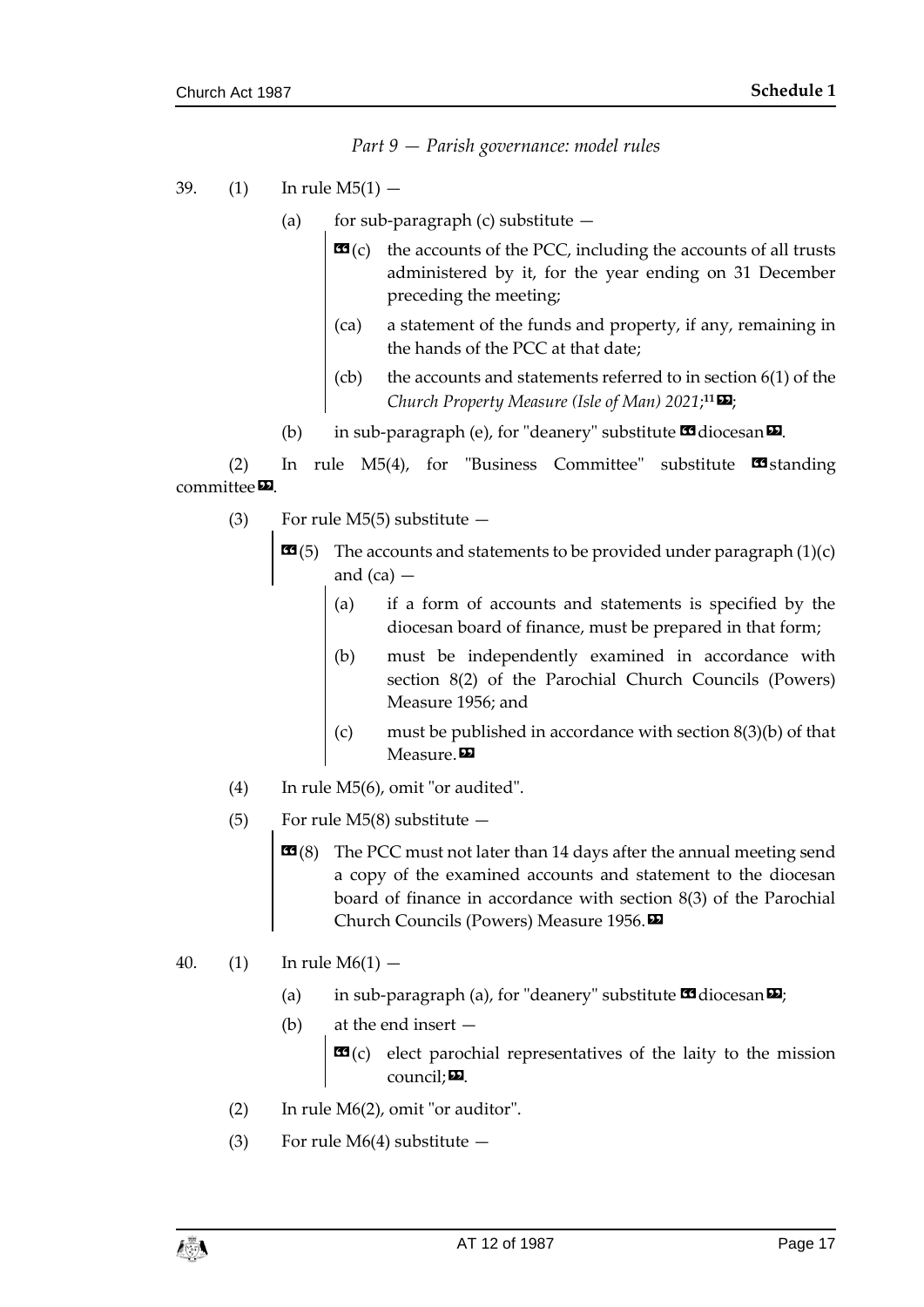*Part 9 — Parish governance: model rules*

39. (1) In rule M5(1) —

(a) for sub-paragraph (c) substitute —

> «(c) the accounts of the PCC, including the accounts of all trusts administered by it, for the year ending on 31 December preceding the meeting;
>
> (ca) a statement of the funds and property, if any, remaining in the hands of the PCC at that date;
>
> (cb) the accounts and statements referred to in section 6(1) of the *Church Property Measure (Isle of Man) 2021*;[11]»;

(b) in sub-paragraph (e), for "deanery" substitute «diocesan».

(2) In rule M5(4), for "Business Committee" substitute «standing committee».

(3) For rule M5(5) substitute —

> «(5) The accounts and statements to be provided under paragraph (1)(c) and (ca) —
>
> (a) if a form of accounts and statements is specified by the diocesan board of finance, must be prepared in that form;
>
> (b) must be independently examined in accordance with section 8(2) of the Parochial Church Councils (Powers) Measure 1956; and
>
> (c) must be published in accordance with section 8(3)(b) of that Measure.»

(4) In rule M5(6), omit "or audited".

(5) For rule M5(8) substitute —

> «(8) The PCC must not later than 14 days after the annual meeting send a copy of the examined accounts and statement to the diocesan board of finance in accordance with section 8(3) of the Parochial Church Councils (Powers) Measure 1956.»

40. (1) In rule M6(1) —

(a) in sub-paragraph (a), for "deanery" substitute «diocesan»;

(b) at the end insert —

> «(c) elect parochial representatives of the laity to the mission council;».

(2) In rule M6(2), omit "or auditor".

(3) For rule M6(4) substitute —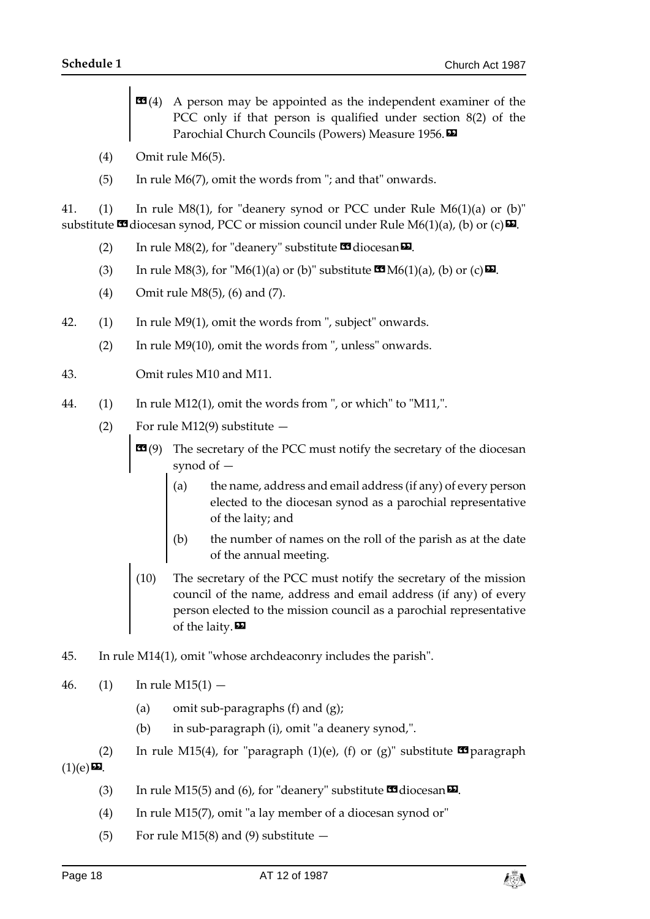"(4) A person may be appointed as the independent examiner of the PCC only if that person is qualified under section 8(2) of the Parochial Church Councils (Powers) Measure 1956."

(4) Omit rule M6(5).

(5) In rule M6(7), omit the words from "; and that" onwards.

41. (1) In rule M8(1), for "deanery synod or PCC under Rule M6(1)(a) or (b)" substitute "diocesan synod, PCC or mission council under Rule M6(1)(a), (b) or (c)".

(2) In rule M8(2), for "deanery" substitute "diocesan".

(3) In rule M8(3), for "M6(1)(a) or (b)" substitute "M6(1)(a), (b) or (c)".

(4) Omit rule M8(5), (6) and (7).

42. (1) In rule M9(1), omit the words from ", subject" onwards.

(2) In rule M9(10), omit the words from ", unless" onwards.

43. Omit rules M10 and M11.

44. (1) In rule M12(1), omit the words from ", or which" to "M11,".

(2) For rule M12(9) substitute —

"(9) The secretary of the PCC must notify the secretary of the diocesan synod of —

(a) the name, address and email address (if any) of every person elected to the diocesan synod as a parochial representative of the laity; and

(b) the number of names on the roll of the parish as at the date of the annual meeting.

(10) The secretary of the PCC must notify the secretary of the mission council of the name, address and email address (if any) of every person elected to the mission council as a parochial representative of the laity."

45. In rule M14(1), omit "whose archdeaconry includes the parish".

46. (1) In rule M15(1) —

(a) omit sub-paragraphs (f) and (g);

(b) in sub-paragraph (i), omit "a deanery synod,".

(2) In rule M15(4), for "paragraph (1)(e), (f) or (g)" substitute "paragraph (1)(e)".

(3) In rule M15(5) and (6), for "deanery" substitute "diocesan".

(4) In rule M15(7), omit "a lay member of a diocesan synod or"

(5) For rule M15(8) and (9) substitute —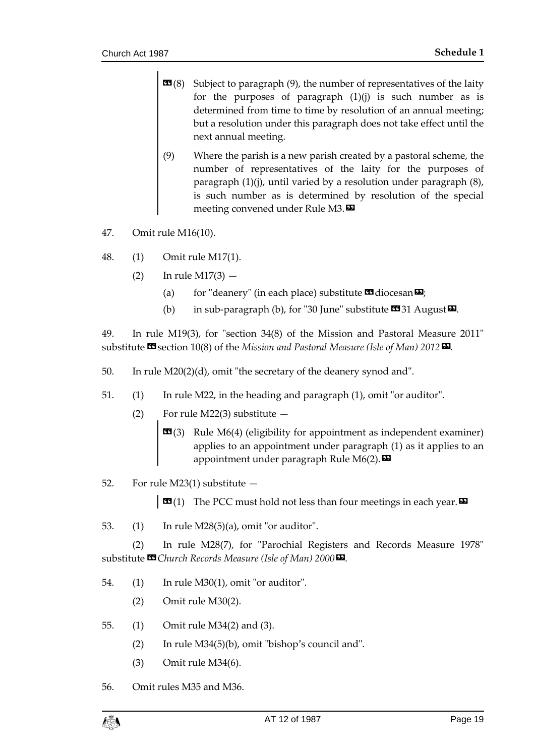«(8) Subject to paragraph (9), the number of representatives of the laity for the purposes of paragraph (1)(j) is such number as is determined from time to time by resolution of an annual meeting; but a resolution under this paragraph does not take effect until the next annual meeting.

(9) Where the parish is a new parish created by a pastoral scheme, the number of representatives of the laity for the purposes of paragraph (1)(j), until varied by a resolution under paragraph (8), is such number as is determined by resolution of the special meeting convened under Rule M3.»

47. Omit rule M16(10).

48. (1) Omit rule M17(1).

(2) In rule M17(3) —

(a) for "deanery" (in each place) substitute «diocesan»;

(b) in sub-paragraph (b), for "30 June" substitute «31 August».

49. In rule M19(3), for "section 34(8) of the Mission and Pastoral Measure 2011" substitute «section 10(8) of the *Mission and Pastoral Measure (Isle of Man) 2012*».

50. In rule M20(2)(d), omit "the secretary of the deanery synod and".

51. (1) In rule M22, in the heading and paragraph (1), omit "or auditor".

(2) For rule M22(3) substitute —

«(3) Rule M6(4) (eligibility for appointment as independent examiner) applies to an appointment under paragraph (1) as it applies to an appointment under paragraph Rule M6(2).»

52. For rule M23(1) substitute —

«(1) The PCC must hold not less than four meetings in each year.»

53. (1) In rule M28(5)(a), omit "or auditor".

(2) In rule M28(7), for "Parochial Registers and Records Measure 1978" substitute «*Church Records Measure (Isle of Man) 2000*».

54. (1) In rule M30(1), omit "or auditor".

(2) Omit rule M30(2).

55. (1) Omit rule M34(2) and (3).

(2) In rule M34(5)(b), omit "bishop's council and".

(3) Omit rule M34(6).

56. Omit rules M35 and M36.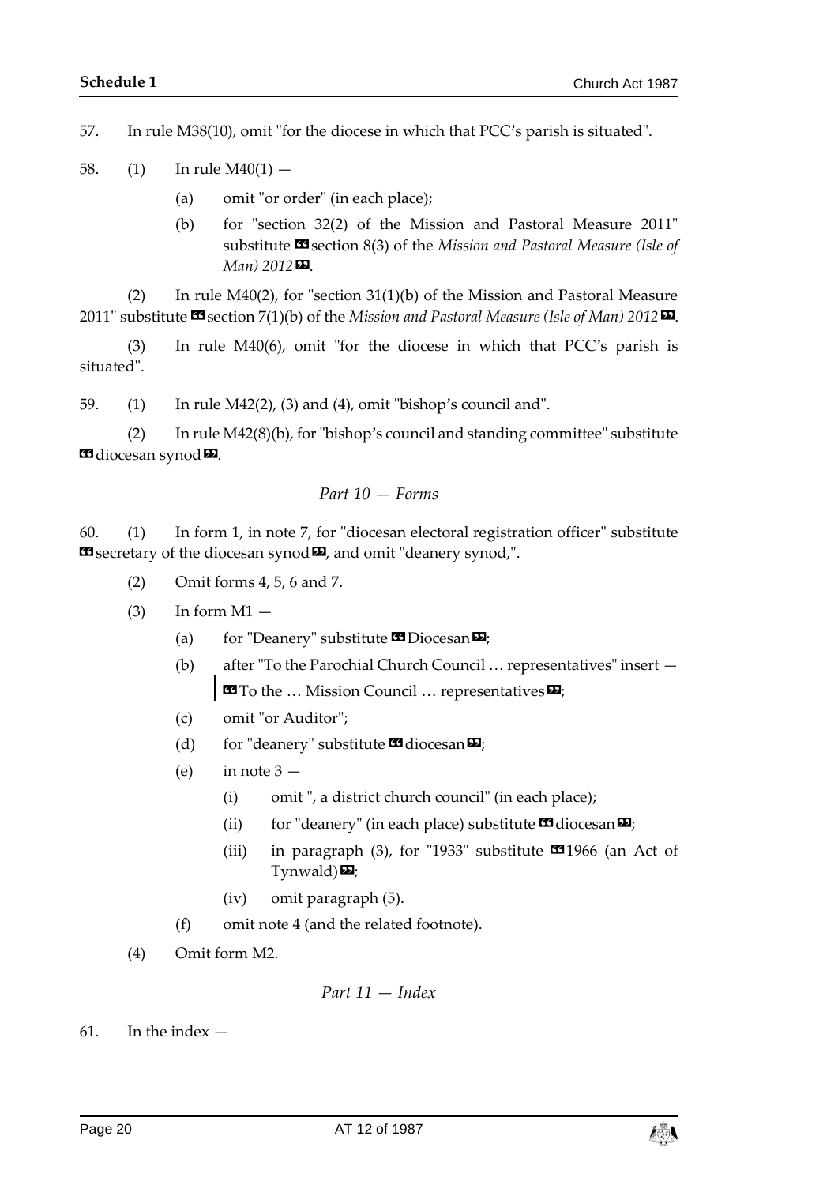57. In rule M38(10), omit "for the diocese in which that PCC's parish is situated".

58. (1) In rule M40(1) —

(a) omit "or order" (in each place);

(b) for "section 32(2) of the Mission and Pastoral Measure 2011" substitute «section 8(3) of the *Mission and Pastoral Measure (Isle of Man) 2012*».

(2) In rule M40(2), for "section 31(1)(b) of the Mission and Pastoral Measure 2011" substitute «section 7(1)(b) of the *Mission and Pastoral Measure (Isle of Man) 2012*».

(3) In rule M40(6), omit "for the diocese in which that PCC's parish is situated".

59. (1) In rule M42(2), (3) and (4), omit "bishop's council and".

(2) In rule M42(8)(b), for "bishop's council and standing committee" substitute «diocesan synod».

*Part 10 — Forms*

60. (1) In form 1, in note 7, for "diocesan electoral registration officer" substitute «secretary of the diocesan synod», and omit "deanery synod,".

(2) Omit forms 4, 5, 6 and 7.

(3) In form M1 —

(a) for "Deanery" substitute «Diocesan»;

(b) after "To the Parochial Church Council … representatives" insert —

«To the … Mission Council … representatives»;

(c) omit "or Auditor";

(d) for "deanery" substitute «diocesan»;

(e) in note 3 —

(i) omit ", a district church council" (in each place);

(ii) for "deanery" (in each place) substitute «diocesan»;

(iii) in paragraph (3), for "1933" substitute «1966 (an Act of Tynwald)»;

(iv) omit paragraph (5).

(f) omit note 4 (and the related footnote).

(4) Omit form M2.

*Part 11 — Index*

61. In the index —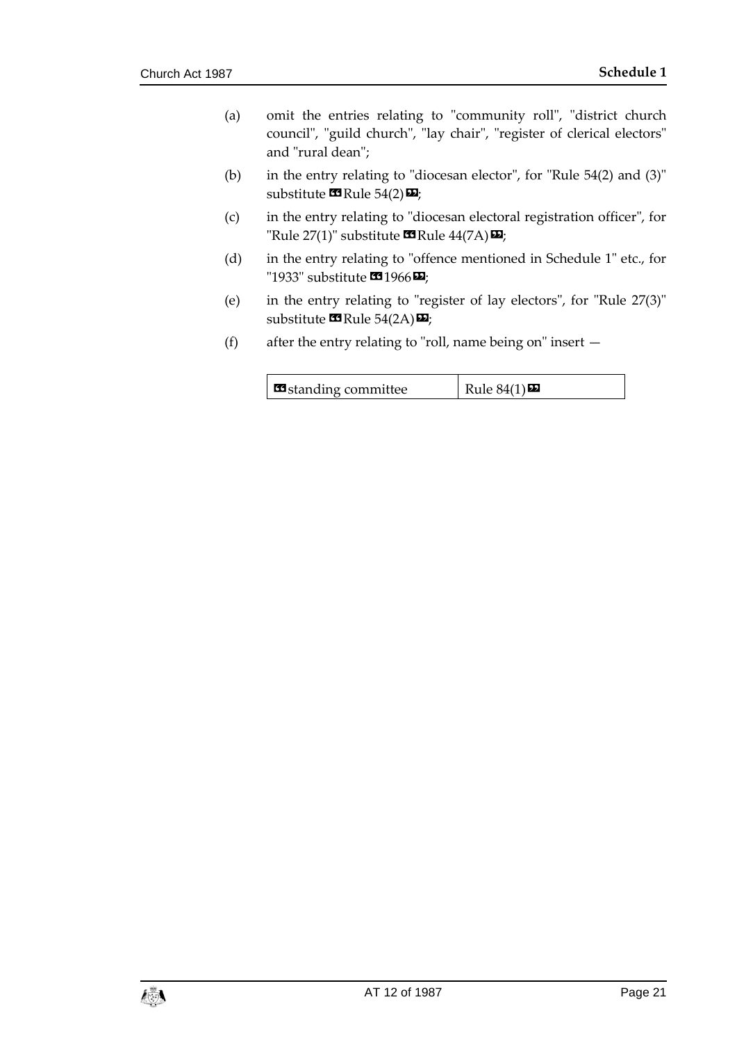(a) omit the entries relating to "community roll", "district church council", "guild church", "lay chair", "register of clerical electors" and "rural dean";

(b) in the entry relating to "diocesan elector", for "Rule 54(2) and (3)" substitute «Rule 54(2)»;

(c) in the entry relating to "diocesan electoral registration officer", for "Rule 27(1)" substitute «Rule 44(7A)»;

(d) in the entry relating to "offence mentioned in Schedule 1" etc., for "1933" substitute «1966»;

(e) in the entry relating to "register of lay electors", for "Rule 27(3)" substitute «Rule 54(2A)»;

(f) after the entry relating to "roll, name being on" insert —

| «standing committee | Rule 84(1)» |
|---|---|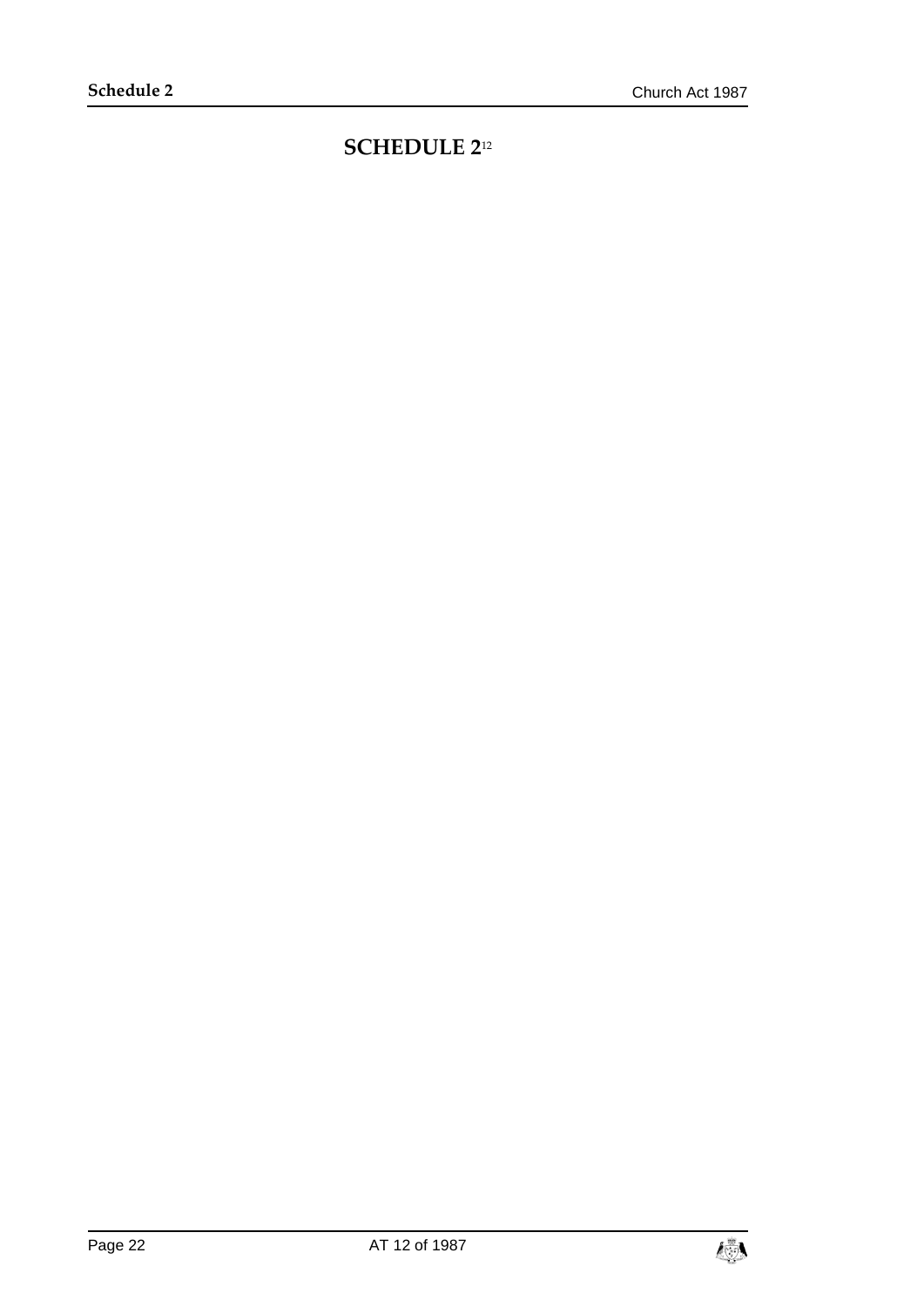# SCHEDULE 2[12]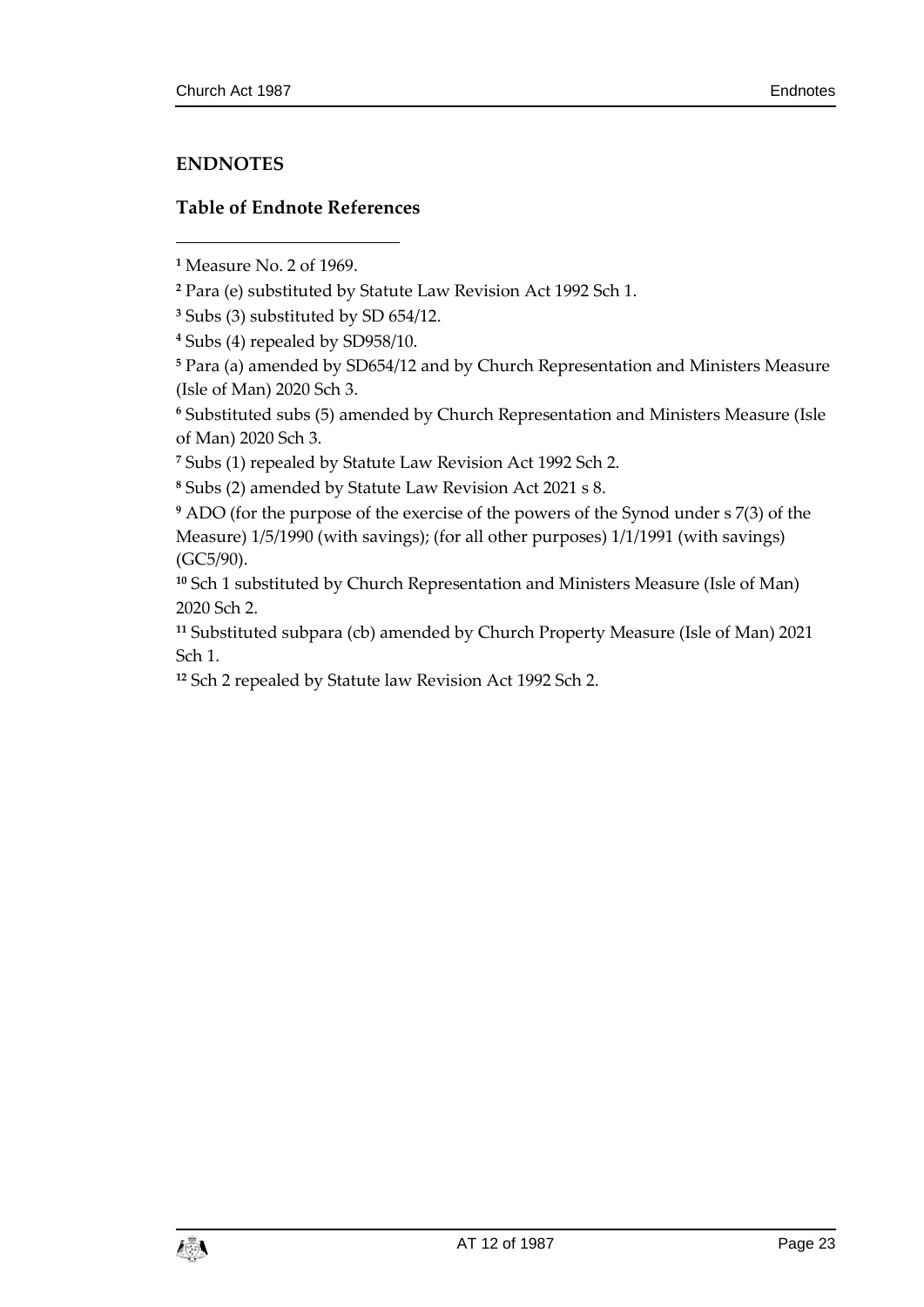## ENDNOTES

### Table of Endnote References

[1] Measure No. 2 of 1969.

[2] Para (e) substituted by Statute Law Revision Act 1992 Sch 1.

[3] Subs (3) substituted by SD 654/12.

[4] Subs (4) repealed by SD958/10.

[5] Para (a) amended by SD654/12 and by Church Representation and Ministers Measure (Isle of Man) 2020 Sch 3.

[6] Substituted subs (5) amended by Church Representation and Ministers Measure (Isle of Man) 2020 Sch 3.

[7] Subs (1) repealed by Statute Law Revision Act 1992 Sch 2.

[8] Subs (2) amended by Statute Law Revision Act 2021 s 8.

[9] ADO (for the purpose of the exercise of the powers of the Synod under s 7(3) of the Measure) 1/5/1990 (with savings); (for all other purposes) 1/1/1991 (with savings) (GC5/90).

[10] Sch 1 substituted by Church Representation and Ministers Measure (Isle of Man) 2020 Sch 2.

[11] Substituted subpara (cb) amended by Church Property Measure (Isle of Man) 2021 Sch 1.

[12] Sch 2 repealed by Statute law Revision Act 1992 Sch 2.